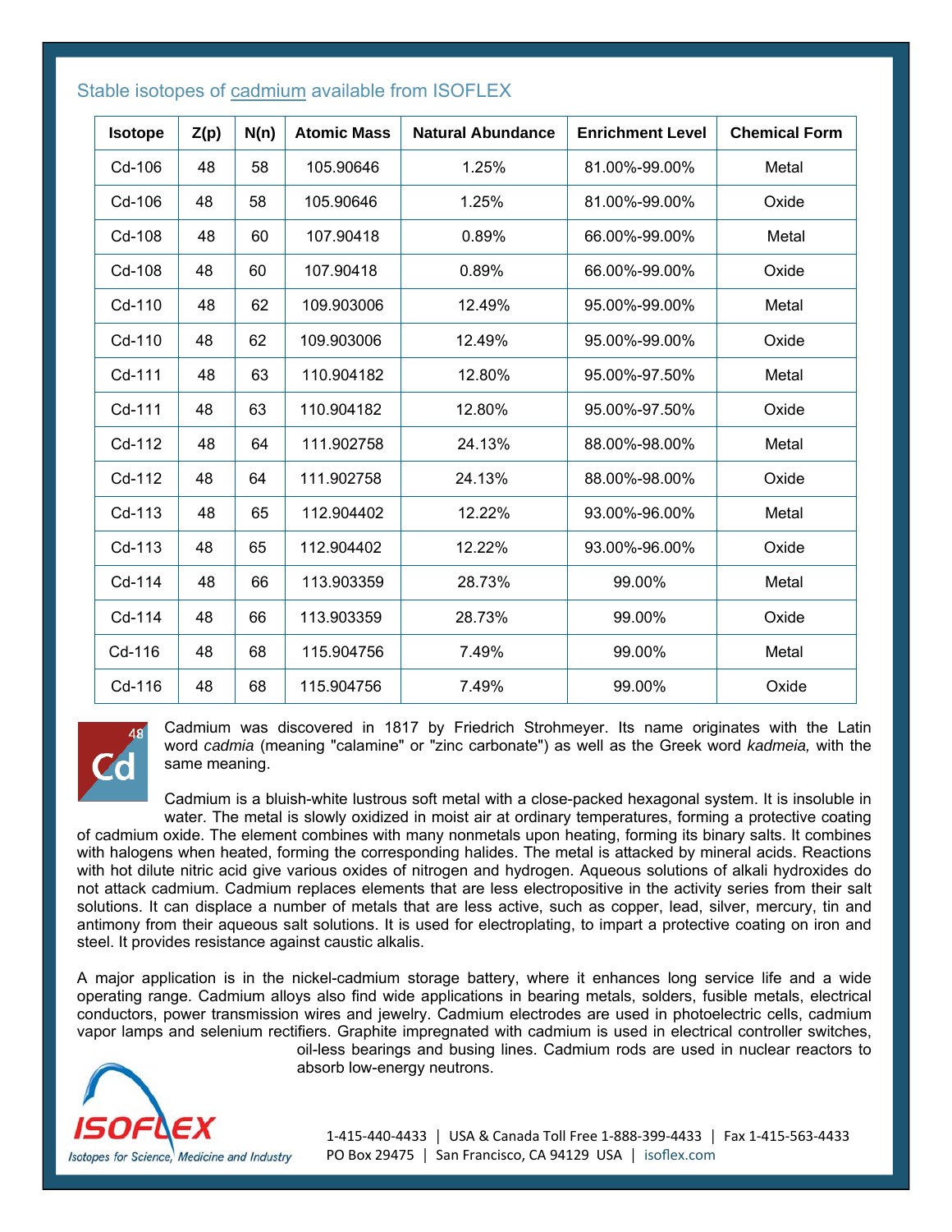## Stable isotopes of cadmium available from ISOFLEX

| Isotope | Z(p) | N(n) | Atomic Mass | Natural Abundance | Enrichment Level | Chemical Form |
|---|---|---|---|---|---|---|
| Cd-106 | 48 | 58 | 105.90646 | 1.25% | 81.00%-99.00% | Metal |
| Cd-106 | 48 | 58 | 105.90646 | 1.25% | 81.00%-99.00% | Oxide |
| Cd-108 | 48 | 60 | 107.90418 | 0.89% | 66.00%-99.00% | Metal |
| Cd-108 | 48 | 60 | 107.90418 | 0.89% | 66.00%-99.00% | Oxide |
| Cd-110 | 48 | 62 | 109.903006 | 12.49% | 95.00%-99.00% | Metal |
| Cd-110 | 48 | 62 | 109.903006 | 12.49% | 95.00%-99.00% | Oxide |
| Cd-111 | 48 | 63 | 110.904182 | 12.80% | 95.00%-97.50% | Metal |
| Cd-111 | 48 | 63 | 110.904182 | 12.80% | 95.00%-97.50% | Oxide |
| Cd-112 | 48 | 64 | 111.902758 | 24.13% | 88.00%-98.00% | Metal |
| Cd-112 | 48 | 64 | 111.902758 | 24.13% | 88.00%-98.00% | Oxide |
| Cd-113 | 48 | 65 | 112.904402 | 12.22% | 93.00%-96.00% | Metal |
| Cd-113 | 48 | 65 | 112.904402 | 12.22% | 93.00%-96.00% | Oxide |
| Cd-114 | 48 | 66 | 113.903359 | 28.73% | 99.00% | Metal |
| Cd-114 | 48 | 66 | 113.903359 | 28.73% | 99.00% | Oxide |
| Cd-116 | 48 | 68 | 115.904756 | 7.49% | 99.00% | Metal |
| Cd-116 | 48 | 68 | 115.904756 | 7.49% | 99.00% | Oxide |

48
Cd

Cadmium was discovered in 1817 by Friedrich Strohmeyer. Its name originates with the Latin word *cadmia* (meaning "calamine" or "zinc carbonate") as well as the Greek word *kadmeia,* with the same meaning.

Cadmium is a bluish-white lustrous soft metal with a close-packed hexagonal system. It is insoluble in water. The metal is slowly oxidized in moist air at ordinary temperatures, forming a protective coating of cadmium oxide. The element combines with many nonmetals upon heating, forming its binary salts. It combines with halogens when heated, forming the corresponding halides. The metal is attacked by mineral acids. Reactions with hot dilute nitric acid give various oxides of nitrogen and hydrogen. Aqueous solutions of alkali hydroxides do not attack cadmium. Cadmium replaces elements that are less electropositive in the activity series from their salt solutions. It can displace a number of metals that are less active, such as copper, lead, silver, mercury, tin and antimony from their aqueous salt solutions. It is used for electroplating, to impart a protective coating on iron and steel. It provides resistance against caustic alkalis.

A major application is in the nickel-cadmium storage battery, where it enhances long service life and a wide operating range. Cadmium alloys also find wide applications in bearing metals, solders, fusible metals, electrical conductors, power transmission wires and jewelry. Cadmium electrodes are used in photoelectric cells, cadmium vapor lamps and selenium rectifiers. Graphite impregnated with cadmium is used in electrical controller switches, oil-less bearings and busing lines. Cadmium rods are used in nuclear reactors to absorb low-energy neutrons.

ISOFLEX
Isotopes for Science, Medicine and Industry

1-415-440-4433 | USA & Canada Toll Free 1-888-399-4433 | Fax 1-415-563-4433
PO Box 29475 | San Francisco, CA 94129 USA | isoflex.com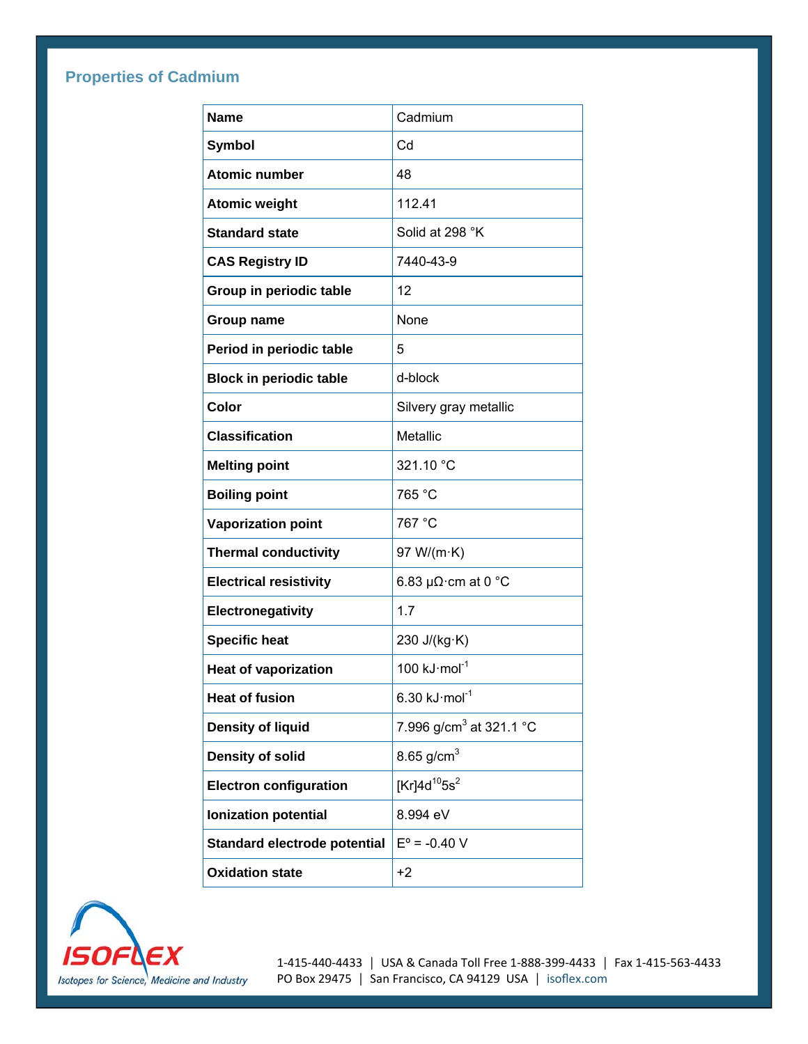## Properties of Cadmium

| | |
|---|---|
| **Name** | Cadmium |
| **Symbol** | Cd |
| **Atomic number** | 48 |
| **Atomic weight** | 112.41 |
| **Standard state** | Solid at 298 °K |
| **CAS Registry ID** | 7440-43-9 |
| **Group in periodic table** | 12 |
| **Group name** | None |
| **Period in periodic table** | 5 |
| **Block in periodic table** | d-block |
| **Color** | Silvery gray metallic |
| **Classification** | Metallic |
| **Melting point** | 321.10 °C |
| **Boiling point** | 765 °C |
| **Vaporization point** | 767 °C |
| **Thermal conductivity** | 97 W/(m·K) |
| **Electrical resistivity** | 6.83 µΩ·cm at 0 °C |
| **Electronegativity** | 1.7 |
| **Specific heat** | 230 J/(kg·K) |
| **Heat of vaporization** | 100 $kJ \cdot mol^{-1}$ |
| **Heat of fusion** | 6.30 $kJ \cdot mol^{-1}$ |
| **Density of liquid** | 7.996 $g/cm^3$ at 321.1 °C |
| **Density of solid** | 8.65 $g/cm^3$ |
| **Electron configuration** | $[Kr]4d^{10}5s^2$ |
| **Ionization potential** | 8.994 eV |
| **Standard electrode potential** | E° = -0.40 V |
| **Oxidation state** | +2 |

ISOFLEX
Isotopes for Science, Medicine and Industry

1-415-440-4433 | USA & Canada Toll Free 1-888-399-4433 | Fax 1-415-563-4433
PO Box 29475 | San Francisco, CA 94129 USA | isoflex.com